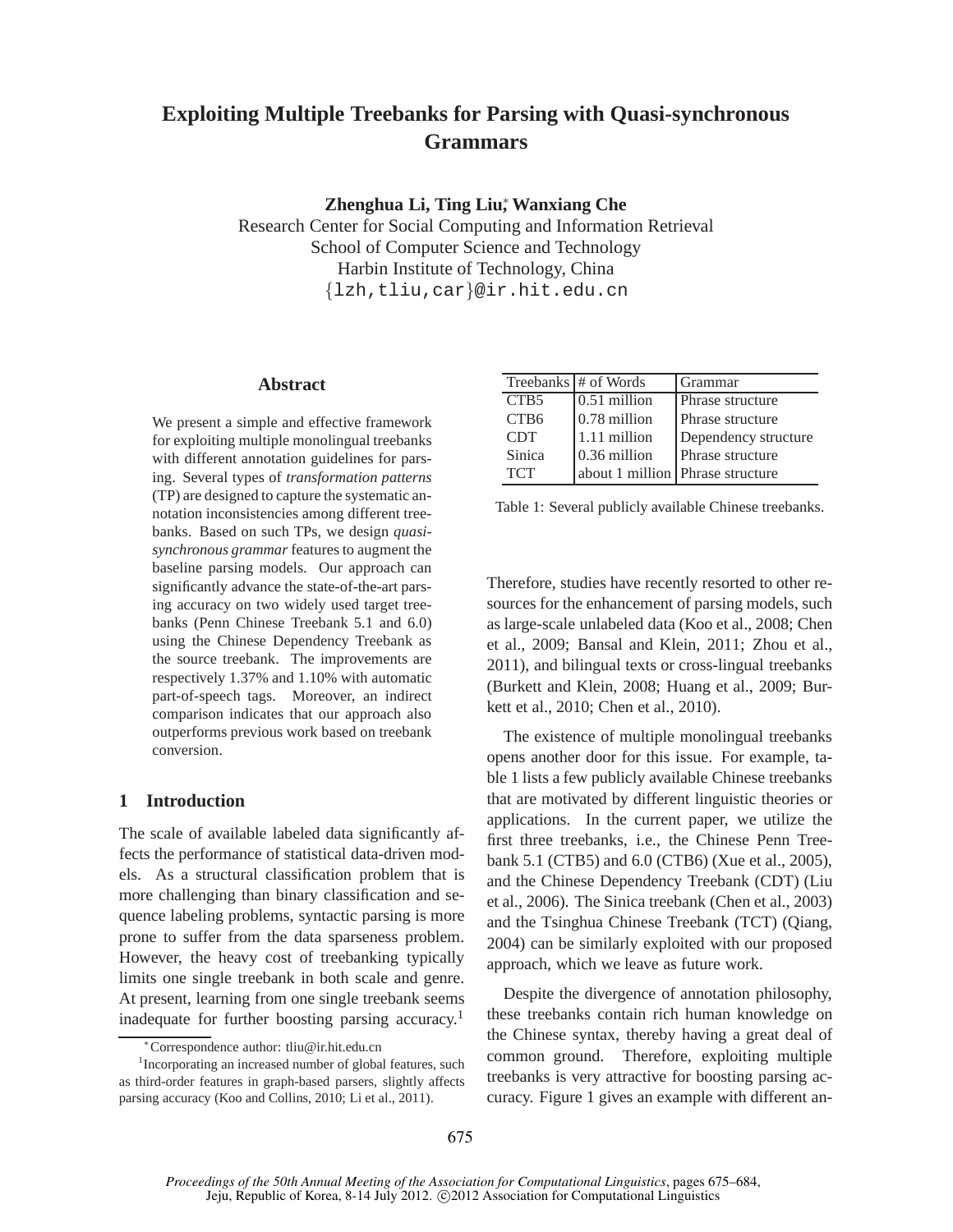# Exploiting Multiple Treebanks for Parsing with Quasi-synchronous Grammars

**Zhenghua Li, Ting Liu,[*] Wanxiang Che**

Research Center for Social Computing and Information Retrieval
School of Computer Science and Technology
Harbin Institute of Technology, China
{lzh,tliu,car}@ir.hit.edu.cn

## Abstract

We present a simple and effective framework for exploiting multiple monolingual treebanks with different annotation guidelines for parsing. Several types of *transformation patterns* (TP) are designed to capture the systematic annotation inconsistencies among different treebanks. Based on such TPs, we design *quasi-synchronous grammar* features to augment the baseline parsing models. Our approach can significantly advance the state-of-the-art parsing accuracy on two widely used target treebanks (Penn Chinese Treebank 5.1 and 6.0) using the Chinese Dependency Treebank as the source treebank. The improvements are respectively 1.37% and 1.10% with automatic part-of-speech tags. Moreover, an indirect comparison indicates that our approach also outperforms previous work based on treebank conversion.

## 1 Introduction

The scale of available labeled data significantly affects the performance of statistical data-driven models. As a structural classification problem that is more challenging than binary classification and sequence labeling problems, syntactic parsing is more prone to suffer from the data sparseness problem. However, the heavy cost of treebanking typically limits one single treebank in both scale and genre. At present, learning from one single treebank seems inadequate for further boosting parsing accuracy.[1]

| Treebanks | # of Words | Grammar |
|---|---|---|
| CTB5 | 0.51 million | Phrase structure |
| CTB6 | 0.78 million | Phrase structure |
| CDT | 1.11 million | Dependency structure |
| Sinica | 0.36 million | Phrase structure |
| TCT | about 1 million | Phrase structure |

Table 1: Several publicly available Chinese treebanks.

Therefore, studies have recently resorted to other resources for the enhancement of parsing models, such as large-scale unlabeled data (Koo et al., 2008; Chen et al., 2009; Bansal and Klein, 2011; Zhou et al., 2011), and bilingual texts or cross-lingual treebanks (Burkett and Klein, 2008; Huang et al., 2009; Burkett et al., 2010; Chen et al., 2010).

The existence of multiple monolingual treebanks opens another door for this issue. For example, table 1 lists a few publicly available Chinese treebanks that are motivated by different linguistic theories or applications. In the current paper, we utilize the first three treebanks, i.e., the Chinese Penn Treebank 5.1 (CTB5) and 6.0 (CTB6) (Xue et al., 2005), and the Chinese Dependency Treebank (CDT) (Liu et al., 2006). The Sinica treebank (Chen et al., 2003) and the Tsinghua Chinese Treebank (TCT) (Qiang, 2004) can be similarly exploited with our proposed approach, which we leave as future work.

Despite the divergence of annotation philosophy, these treebanks contain rich human knowledge on the Chinese syntax, thereby having a great deal of common ground. Therefore, exploiting multiple treebanks is very attractive for boosting parsing accuracy. Figure 1 gives an example with different an-

[*] Correspondence author: tliu@ir.hit.edu.cn

[1] Incorporating an increased number of global features, such as third-order features in graph-based parsers, slightly affects parsing accuracy (Koo and Collins, 2010; Li et al., 2011).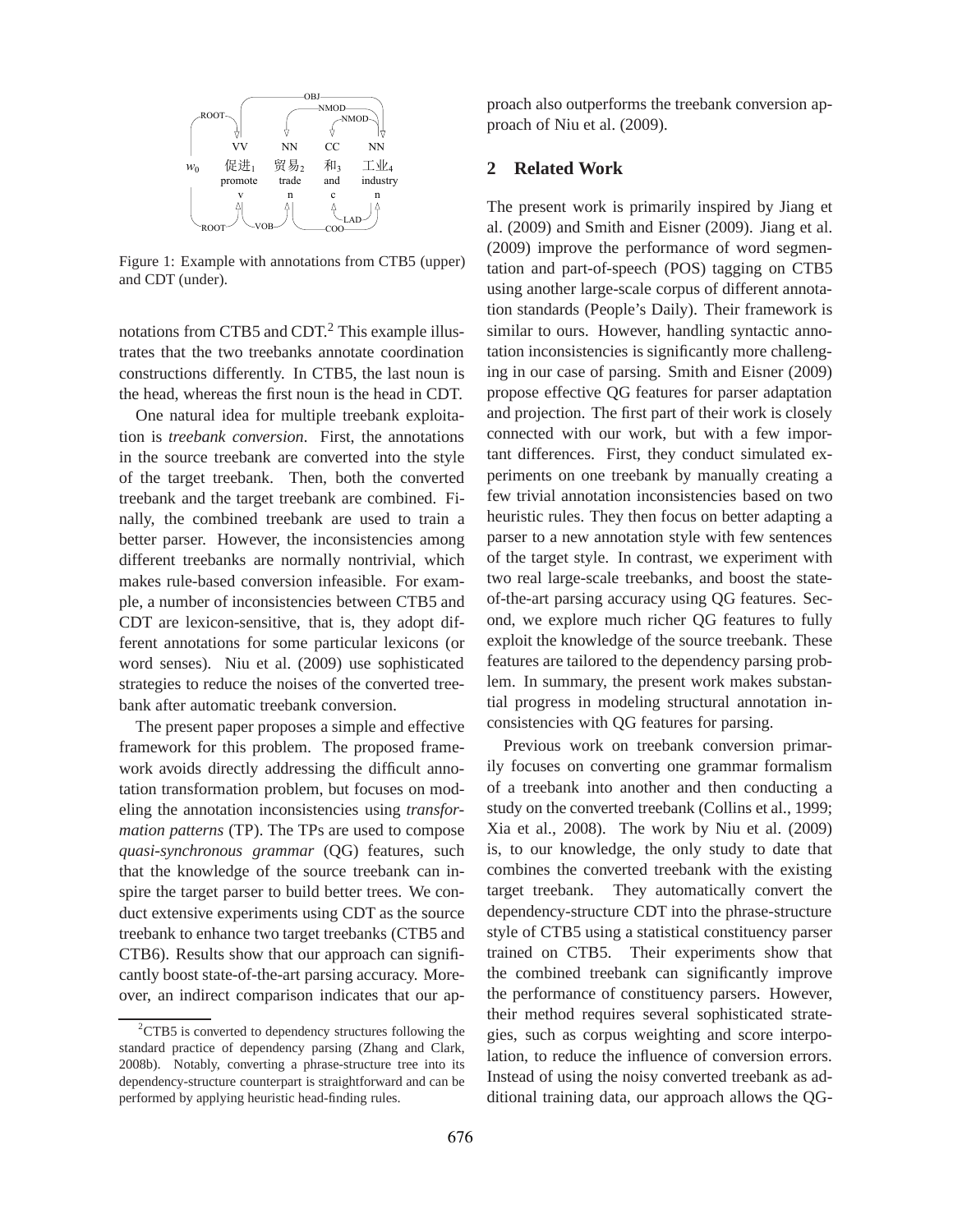Figure 1: Example with annotations from CTB5 (upper) and CDT (under).

notations from CTB5 and CDT.[2] This example illustrates that the two treebanks annotate coordination constructions differently. In CTB5, the last noun is the head, whereas the first noun is the head in CDT.

One natural idea for multiple treebank exploitation is *treebank conversion*. First, the annotations in the source treebank are converted into the style of the target treebank. Then, both the converted treebank and the target treebank are combined. Finally, the combined treebank are used to train a better parser. However, the inconsistencies among different treebanks are normally nontrivial, which makes rule-based conversion infeasible. For example, a number of inconsistencies between CTB5 and CDT are lexicon-sensitive, that is, they adopt different annotations for some particular lexicons (or word senses). Niu et al. (2009) use sophisticated strategies to reduce the noises of the converted treebank after automatic treebank conversion.

The present paper proposes a simple and effective framework for this problem. The proposed framework avoids directly addressing the difficult annotation transformation problem, but focuses on modeling the annotation inconsistencies using *transformation patterns* (TP). The TPs are used to compose *quasi-synchronous grammar* (QG) features, such that the knowledge of the source treebank can inspire the target parser to build better trees. We conduct extensive experiments using CDT as the source treebank to enhance two target treebanks (CTB5 and CTB6). Results show that our approach can significantly boost state-of-the-art parsing accuracy. Moreover, an indirect comparison indicates that our approach also outperforms the treebank conversion approach of Niu et al. (2009).

[2] CTB5 is converted to dependency structures following the standard practice of dependency parsing (Zhang and Clark, 2008b). Notably, converting a phrase-structure tree into its dependency-structure counterpart is straightforward and can be performed by applying heuristic head-finding rules.

## 2 Related Work

The present work is primarily inspired by Jiang et al. (2009) and Smith and Eisner (2009). Jiang et al. (2009) improve the performance of word segmentation and part-of-speech (POS) tagging on CTB5 using another large-scale corpus of different annotation standards (People's Daily). Their framework is similar to ours. However, handling syntactic annotation inconsistencies is significantly more challenging in our case of parsing. Smith and Eisner (2009) propose effective QG features for parser adaptation and projection. The first part of their work is closely connected with our work, but with a few important differences. First, they conduct simulated experiments on one treebank by manually creating a few trivial annotation inconsistencies based on two heuristic rules. They then focus on better adapting a parser to a new annotation style with few sentences of the target style. In contrast, we experiment with two real large-scale treebanks, and boost the state-of-the-art parsing accuracy using QG features. Second, we explore much richer QG features to fully exploit the knowledge of the source treebank. These features are tailored to the dependency parsing problem. In summary, the present work makes substantial progress in modeling structural annotation inconsistencies with QG features for parsing.

Previous work on treebank conversion primarily focuses on converting one grammar formalism of a treebank into another and then conducting a study on the converted treebank (Collins et al., 1999; Xia et al., 2008). The work by Niu et al. (2009) is, to our knowledge, the only study to date that combines the converted treebank with the existing target treebank. They automatically convert the dependency-structure CDT into the phrase-structure style of CTB5 using a statistical constituency parser trained on CTB5. Their experiments show that the combined treebank can significantly improve the performance of constituency parsers. However, their method requires several sophisticated strategies, such as corpus weighting and score interpolation, to reduce the influence of conversion errors. Instead of using the noisy converted treebank as additional training data, our approach allows the QG-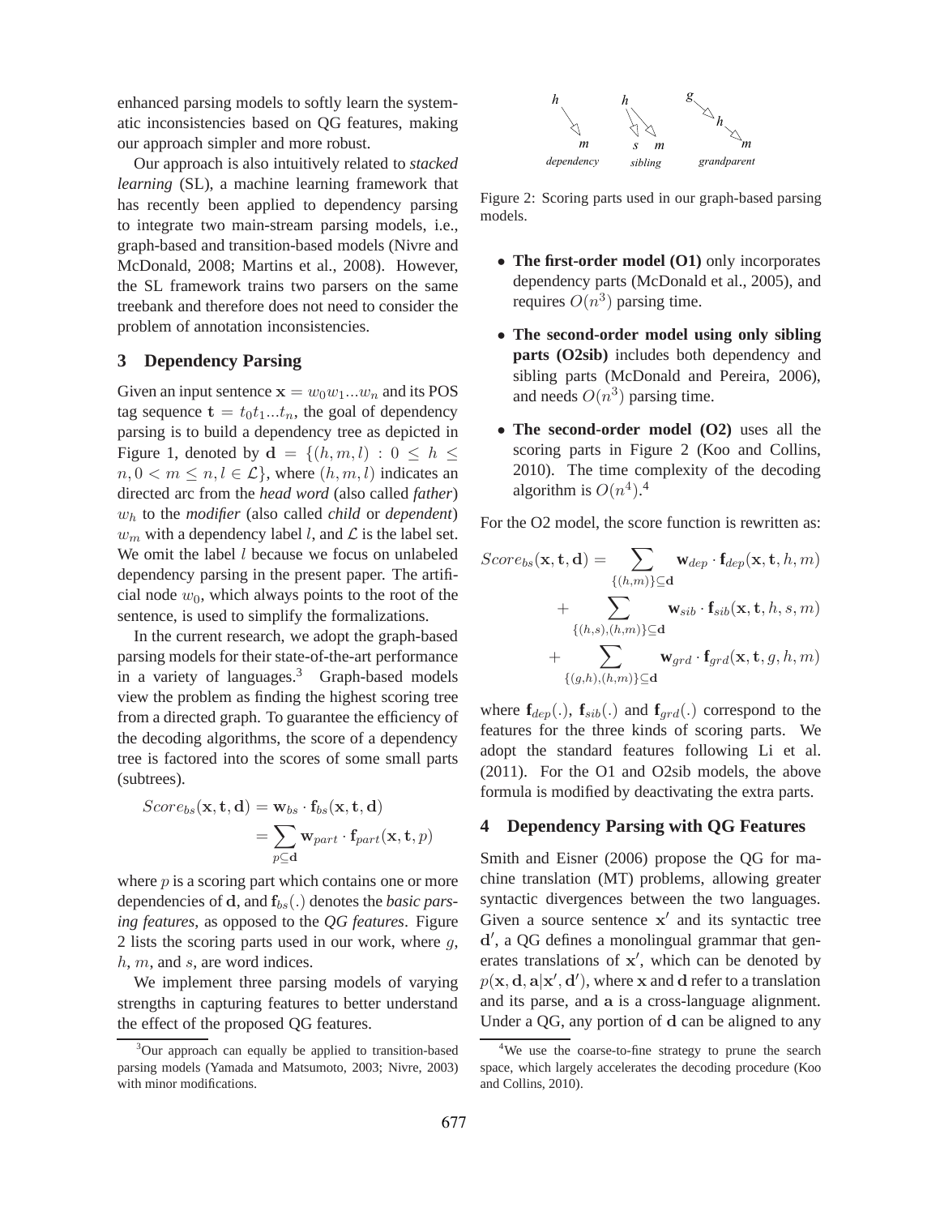enhanced parsing models to softly learn the systematic inconsistencies based on QG features, making our approach simpler and more robust.

Our approach is also intuitively related to *stacked learning* (SL), a machine learning framework that has recently been applied to dependency parsing to integrate two main-stream parsing models, i.e., graph-based and transition-based models (Nivre and McDonald, 2008; Martins et al., 2008). However, the SL framework trains two parsers on the same treebank and therefore does not need to consider the problem of annotation inconsistencies.

## 3 Dependency Parsing

Given an input sentence $\mathbf{x} = w_0 w_1 ... w_n$ and its POS tag sequence $\mathbf{t} = t_0 t_1 ... t_n$, the goal of dependency parsing is to build a dependency tree as depicted in Figure 1, denoted by $\mathbf{d} = \{(h, m, l) : 0 \leq h \leq n, 0 < m \leq n, l \in \mathcal{L}\}$, where $(h, m, l)$ indicates an directed arc from the *head word* (also called *father*) $w_h$ to the *modifier* (also called *child* or *dependent*) $w_m$ with a dependency label $l$, and $\mathcal{L}$ is the label set. We omit the label $l$ because we focus on unlabeled dependency parsing in the present paper. The artificial node $w_0$, which always points to the root of the sentence, is used to simplify the formalizations.

In the current research, we adopt the graph-based parsing models for their state-of-the-art performance in a variety of languages.[3] Graph-based models view the problem as finding the highest scoring tree from a directed graph. To guarantee the efficiency of the decoding algorithms, the score of a dependency tree is factored into the scores of some small parts (subtrees).

$$
\begin{aligned}
Score_{bs}(\mathbf{x}, \mathbf{t}, \mathbf{d}) &= \mathbf{w}_{bs} \cdot \mathbf{f}_{bs}(\mathbf{x}, \mathbf{t}, \mathbf{d}) \\
&= \sum_{p \subseteq \mathbf{d}} \mathbf{w}_{part} \cdot \mathbf{f}_{part}(\mathbf{x}, \mathbf{t}, p)
\end{aligned}
$$

where $p$ is a scoring part which contains one or more dependencies of $\mathbf{d}$, and $\mathbf{f}_{bs}(.)$ denotes the *basic parsing features*, as opposed to the *QG features*. Figure 2 lists the scoring parts used in our work, where $g$, $h$, $m$, and $s$, are word indices.

We implement three parsing models of varying strengths in capturing features to better understand the effect of the proposed QG features.

Figure 2: Scoring parts used in our graph-based parsing models.

- **The first-order model (O1)** only incorporates dependency parts (McDonald et al., 2005), and requires $O(n^3)$ parsing time.
- **The second-order model using only sibling parts (O2sib)** includes both dependency and sibling parts (McDonald and Pereira, 2006), and needs $O(n^3)$ parsing time.
- **The second-order model (O2)** uses all the scoring parts in Figure 2 (Koo and Collins, 2010). The time complexity of the decoding algorithm is $O(n^4)$.[4]

For the O2 model, the score function is rewritten as:

$$
\begin{aligned}
Score_{bs}(\mathbf{x}, \mathbf{t}, \mathbf{d}) = & \sum_{\{(h,m)\} \subseteq \mathbf{d}} \mathbf{w}_{dep} \cdot \mathbf{f}_{dep}(\mathbf{x}, \mathbf{t}, h, m) \\
& + \sum_{\{(h,s),(h,m)\} \subseteq \mathbf{d}} \mathbf{w}_{sib} \cdot \mathbf{f}_{sib}(\mathbf{x}, \mathbf{t}, h, s, m) \\
& + \sum_{\{(g,h),(h,m)\} \subseteq \mathbf{d}} \mathbf{w}_{grd} \cdot \mathbf{f}_{grd}(\mathbf{x}, \mathbf{t}, g, h, m)
\end{aligned}
$$

where $\mathbf{f}_{dep}(.)$, $\mathbf{f}_{sib}(.)$ and $\mathbf{f}_{grd}(.)$ correspond to the features for the three kinds of scoring parts. We adopt the standard features following Li et al. (2011). For the O1 and O2sib models, the above formula is modified by deactivating the extra parts.

## 4 Dependency Parsing with QG Features

Smith and Eisner (2006) propose the QG for machine translation (MT) problems, allowing greater syntactic divergences between the two languages. Given a source sentence $\mathbf{x}'$ and its syntactic tree $\mathbf{d}'$, a QG defines a monolingual grammar that generates translations of $\mathbf{x}'$, which can be denoted by $p(\mathbf{x}, \mathbf{d}, \mathbf{a} | \mathbf{x}', \mathbf{d}')$, where $\mathbf{x}$ and $\mathbf{d}$ refer to a translation and its parse, and $\mathbf{a}$ is a cross-language alignment. Under a QG, any portion of $\mathbf{d}$ can be aligned to any

[3] Our approach can equally be applied to transition-based parsing models (Yamada and Matsumoto, 2003; Nivre, 2003) with minor modifications.

[4] We use the coarse-to-fine strategy to prune the search space, which largely accelerates the decoding procedure (Koo and Collins, 2010).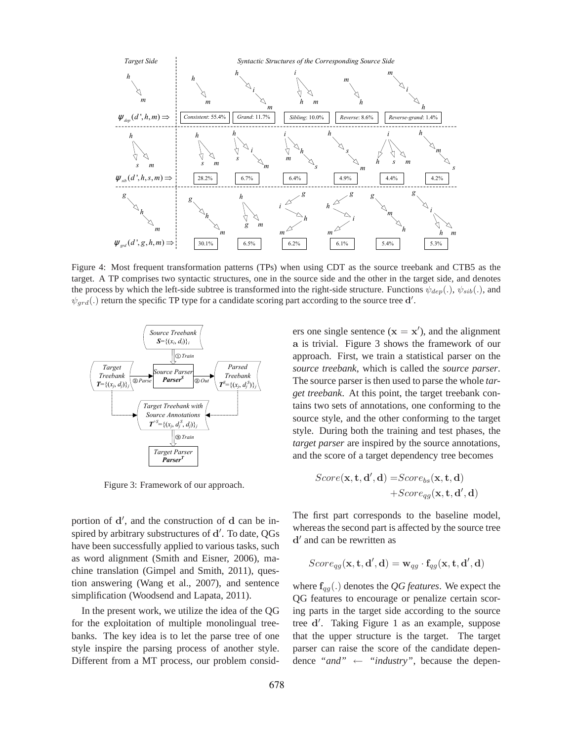Figure 4: Most frequent transformation patterns (TPs) when using CDT as the source treebank and CTB5 as the target. A TP comprises two syntactic structures, one in the source side and the other in the target side, and denotes the process by which the left-side subtree is transformed into the right-side structure. Functions $\psi_{dep}(.)$, $\psi_{sib}(.)$, and $\psi_{grd}(.)$ return the specific TP type for a candidate scoring part according to the source tree $\mathbf{d}'$.

Figure 3: Framework of our approach.

portion of $\mathbf{d}'$, and the construction of $\mathbf{d}$ can be inspired by arbitrary substructures of $\mathbf{d}'$. To date, QGs have been successfully applied to various tasks, such as word alignment (Smith and Eisner, 2006), machine translation (Gimpel and Smith, 2011), question answering (Wang et al., 2007), and sentence simplification (Woodsend and Lapata, 2011).

In the present work, we utilize the idea of the QG for the exploitation of multiple monolingual treebanks. The key idea is to let the parse tree of one style inspire the parsing process of another style. Different from a MT process, our problem considers one single sentence ($\mathbf{x} = \mathbf{x}'$), and the alignment $\mathbf{a}$ is trivial. Figure 3 shows the framework of our approach. First, we train a statistical parser on the *source treebank*, which is called the *source parser*. The source parser is then used to parse the whole *target treebank*. At this point, the target treebank contains two sets of annotations, one conforming to the source style, and the other conforming to the target style. During both the training and test phases, the *target parser* are inspired by the source annotations, and the score of a target dependency tree becomes

$$
\begin{aligned}
Score(\mathbf{x}, \mathbf{t}, \mathbf{d}', \mathbf{d}) = & Score_{bs}(\mathbf{x}, \mathbf{t}, \mathbf{d}) \\
& + Score_{qg}(\mathbf{x}, \mathbf{t}, \mathbf{d}', \mathbf{d})
\end{aligned}
$$

The first part corresponds to the baseline model, whereas the second part is affected by the source tree $\mathbf{d}'$ and can be rewritten as

$$
Score_{qg}(\mathbf{x}, \mathbf{t}, \mathbf{d}', \mathbf{d}) = \mathbf{w}_{qg} \cdot \mathbf{f}_{qg}(\mathbf{x}, \mathbf{t}, \mathbf{d}', \mathbf{d})
$$

where $\mathbf{f}_{qg}(.)$ denotes the *QG features*. We expect the QG features to encourage or penalize certain scoring parts in the target side according to the source tree $\mathbf{d}'$. Taking Figure 1 as an example, suppose that the upper structure is the target. The target parser can raise the score of the candidate dependence *"and"* $\leftarrow$ *"industry"*, because the depen-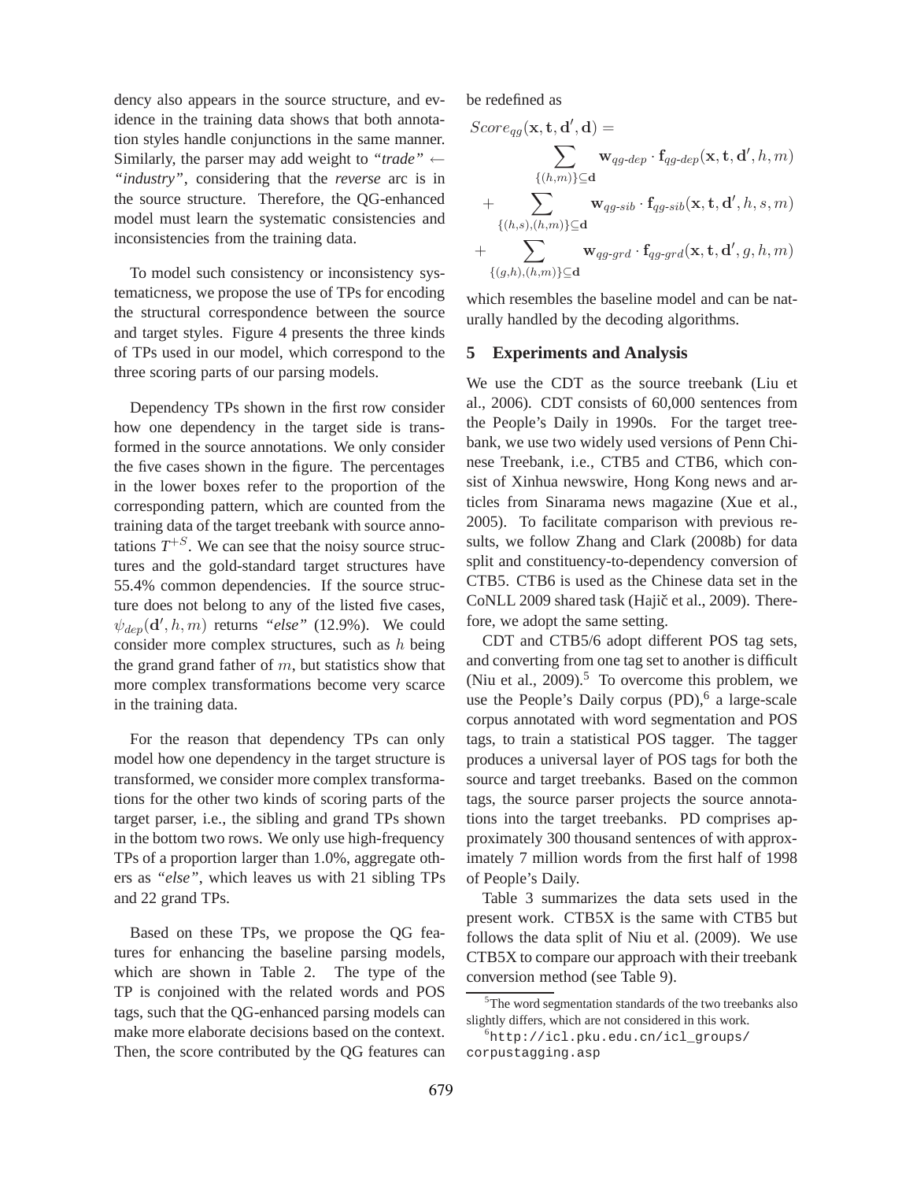dency also appears in the source structure, and evidence in the training data shows that both annotation styles handle conjunctions in the same manner. Similarly, the parser may add weight to *"trade"* $\leftarrow$ *"industry"*, considering that the *reverse* arc is in the source structure. Therefore, the QG-enhanced model must learn the systematic consistencies and inconsistencies from the training data.

To model such consistency or inconsistency systematicness, we propose the use of TPs for encoding the structural correspondence between the source and target styles. Figure 4 presents the three kinds of TPs used in our model, which correspond to the three scoring parts of our parsing models.

Dependency TPs shown in the first row consider how one dependency in the target side is transformed in the source annotations. We only consider the five cases shown in the figure. The percentages in the lower boxes refer to the proportion of the corresponding pattern, which are counted from the training data of the target treebank with source annotations $T^{+S}$. We can see that the noisy source structures and the gold-standard target structures have 55.4% common dependencies. If the source structure does not belong to any of the listed five cases, $\psi_{dep}(\mathbf{d}', h, m)$ returns *"else"* (12.9%). We could consider more complex structures, such as $h$ being the grand grand father of $m$, but statistics show that more complex transformations become very scarce in the training data.

For the reason that dependency TPs can only model how one dependency in the target structure is transformed, we consider more complex transformations for the other two kinds of scoring parts of the target parser, i.e., the sibling and grand TPs shown in the bottom two rows. We only use high-frequency TPs of a proportion larger than 1.0%, aggregate others as *"else"*, which leaves us with 21 sibling TPs and 22 grand TPs.

Based on these TPs, we propose the QG features for enhancing the baseline parsing models, which are shown in Table 2. The type of the TP is conjoined with the related words and POS tags, such that the QG-enhanced parsing models can make more elaborate decisions based on the context. Then, the score contributed by the QG features can be redefined as

$$
\begin{aligned}
Score_{qg}(\mathbf{x}, \mathbf{t}, \mathbf{d}', \mathbf{d}) = & \sum_{\{(h,m)\} \subseteq \mathbf{d}} \mathbf{w}_{qg\text{-}dep} \cdot \mathbf{f}_{qg\text{-}dep}(\mathbf{x}, \mathbf{t}, \mathbf{d}', h, m) \\
+ & \sum_{\{(h,s),(h,m)\} \subseteq \mathbf{d}} \mathbf{w}_{qg\text{-}sib} \cdot \mathbf{f}_{qg\text{-}sib}(\mathbf{x}, \mathbf{t}, \mathbf{d}', h, s, m) \\
+ & \sum_{\{(g,h),(h,m)\} \subseteq \mathbf{d}} \mathbf{w}_{qg\text{-}grd} \cdot \mathbf{f}_{qg\text{-}grd}(\mathbf{x}, \mathbf{t}, \mathbf{d}', g, h, m)
\end{aligned}
$$

which resembles the baseline model and can be naturally handled by the decoding algorithms.

## 5 Experiments and Analysis

We use the CDT as the source treebank (Liu et al., 2006). CDT consists of 60,000 sentences from the People's Daily in 1990s. For the target treebank, we use two widely used versions of Penn Chinese Treebank, i.e., CTB5 and CTB6, which consist of Xinhua newswire, Hong Kong news and articles from Sinarama news magazine (Xue et al., 2005). To facilitate comparison with previous results, we follow Zhang and Clark (2008b) for data split and constituency-to-dependency conversion of CTB5. CTB6 is used as the Chinese data set in the CoNLL 2009 shared task (Hajič et al., 2009). Therefore, we adopt the same setting.

CDT and CTB5/6 adopt different POS tag sets, and converting from one tag set to another is difficult (Niu et al., 2009).[5] To overcome this problem, we use the People's Daily corpus (PD),[6] a large-scale corpus annotated with word segmentation and POS tags, to train a statistical POS tagger. The tagger produces a universal layer of POS tags for both the source and target treebanks. Based on the common tags, the source parser projects the source annotations into the target treebanks. PD comprises approximately 300 thousand sentences of with approximately 7 million words from the first half of 1998 of People's Daily.

Table 3 summarizes the data sets used in the present work. CTB5X is the same with CTB5 but follows the data split of Niu et al. (2009). We use CTB5X to compare our approach with their treebank conversion method (see Table 9).

[5] The word segmentation standards of the two treebanks also slightly differs, which are not considered in this work.

[6] http://icl.pku.edu.cn/icl_groups/corpustagging.asp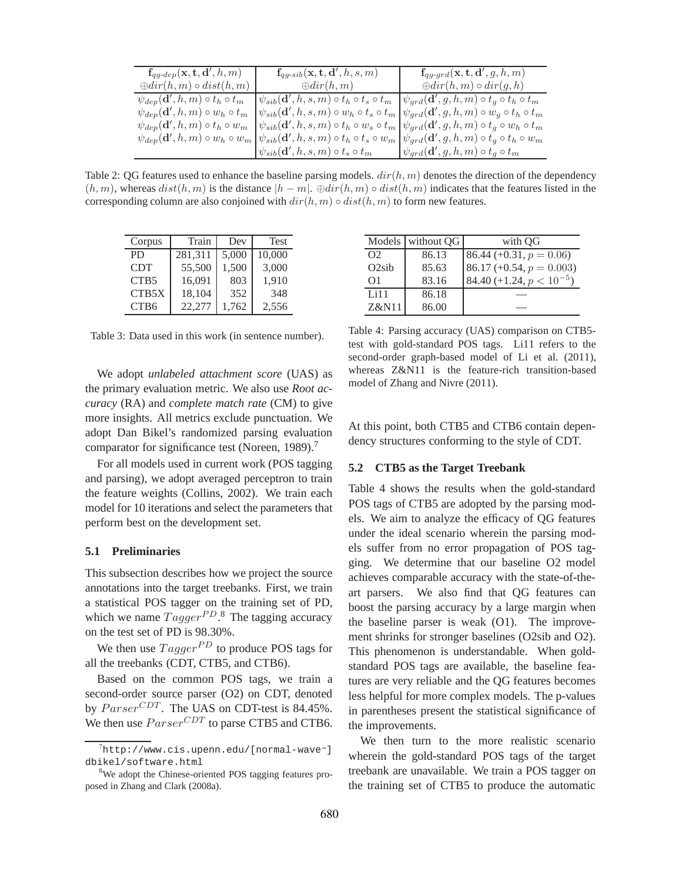| $\mathbf{f}_{qg\text{-}dep}(\mathbf{x}, \mathbf{t}, \mathbf{d}', h, m)$ | $\mathbf{f}_{qg\text{-}sib}(\mathbf{x}, \mathbf{t}, \mathbf{d}', h, s, m)$ | $\mathbf{f}_{qg\text{-}grd}(\mathbf{x}, \mathbf{t}, \mathbf{d}', g, h, m)$ |
|---|---|---|
| $\oplus dir(h, m) \circ dist(h, m)$ | $\oplus dir(h, m)$ | $\oplus dir(h, m) \circ dir(g, h)$ |
| $\psi_{dep}(\mathbf{d}', h, m) \circ t_h \circ t_m$ | $\psi_{sib}(\mathbf{d}', h, s, m) \circ t_h \circ t_s \circ t_m$ | $\psi_{grd}(\mathbf{d}', g, h, m) \circ t_g \circ t_h \circ t_m$ |
| $\psi_{dep}(\mathbf{d}', h, m) \circ w_h \circ t_m$ | $\psi_{sib}(\mathbf{d}', h, s, m) \circ w_h \circ t_s \circ t_m$ | $\psi_{grd}(\mathbf{d}', g, h, m) \circ w_g \circ t_h \circ t_m$ |
| $\psi_{dep}(\mathbf{d}', h, m) \circ t_h \circ w_m$ | $\psi_{sib}(\mathbf{d}', h, s, m) \circ t_h \circ w_s \circ t_m$ | $\psi_{grd}(\mathbf{d}', g, h, m) \circ t_g \circ w_h \circ t_m$ |
| $\psi_{dep}(\mathbf{d}', h, m) \circ w_h \circ w_m$ | $\psi_{sib}(\mathbf{d}', h, s, m) \circ t_h \circ t_s \circ w_m$ | $\psi_{grd}(\mathbf{d}', g, h, m) \circ t_g \circ t_h \circ w_m$ |
| | $\psi_{sib}(\mathbf{d}', h, s, m) \circ t_s \circ t_m$ | $\psi_{grd}(\mathbf{d}', g, h, m) \circ t_g \circ t_m$ |

Table 2: QG features used to enhance the baseline parsing models. $dir(h, m)$ denotes the direction of the dependency $(h, m)$, whereas $dist(h, m)$ is the distance $|h - m|$. $\oplus dir(h, m) \circ dist(h, m)$ indicates that the features listed in the corresponding column are also conjoined with $dir(h, m) \circ dist(h, m)$ to form new features.

| Corpus | Train | Dev | Test |
|---|---|---|---|
| PD | 281,311 | 5,000 | 10,000 |
| CDT | 55,500 | 1,500 | 3,000 |
| CTB5 | 16,091 | 803 | 1,910 |
| CTB5X | 18,104 | 352 | 348 |
| CTB6 | 22,277 | 1,762 | 2,556 |

Table 3: Data used in this work (in sentence number).

We adopt *unlabeled attachment score* (UAS) as the primary evaluation metric. We also use *Root accuracy* (RA) and *complete match rate* (CM) to give more insights. All metrics exclude punctuation. We adopt Dan Bikel's randomized parsing evaluation comparator for significance test (Noreen, 1989).[7]

For all models used in current work (POS tagging and parsing), we adopt averaged perceptron to train the feature weights (Collins, 2002). We train each model for 10 iterations and select the parameters that perform best on the development set.

### 5.1 Preliminaries

This subsection describes how we project the source annotations into the target treebanks. First, we train a statistical POS tagger on the training set of PD, which we name $Tagger^{PD}$.[8] The tagging accuracy on the test set of PD is 98.30%.

We then use $Tagger^{PD}$ to produce POS tags for all the treebanks (CDT, CTB5, and CTB6).

Based on the common POS tags, we train a second-order source parser (O2) on CDT, denoted by $Parser^{CDT}$. The UAS on CDT-test is 84.45%. We then use $Parser^{CDT}$ to parse CTB5 and CTB6. At this point, both CTB5 and CTB6 contain dependency structures conforming to the style of CDT.

| Models | without QG | with QG |
|---|---|---|
| O2 | 86.13 | 86.44 (+0.31, $p = 0.06$) |
| O2sib | 85.63 | 86.17 (+0.54, $p = 0.003$) |
| O1 | 83.16 | 84.40 (+1.24, $p < 10^{-5}$) |
| Li11 | 86.18 | — |
| Z&N11 | 86.00 | — |

Table 4: Parsing accuracy (UAS) comparison on CTB5-test with gold-standard POS tags. Li11 refers to the second-order graph-based model of Li et al. (2011), whereas Z&N11 is the feature-rich transition-based model of Zhang and Nivre (2011).

### 5.2 CTB5 as the Target Treebank

Table 4 shows the results when the gold-standard POS tags of CTB5 are adopted by the parsing models. We aim to analyze the efficacy of QG features under the ideal scenario wherein the parsing models suffer from no error propagation of POS tagging. We determine that our baseline O2 model achieves comparable accuracy with the state-of-the-art parsers. We also find that QG features can boost the parsing accuracy by a large margin when the baseline parser is weak (O1). The improvement shrinks for stronger baselines (O2sib and O2). This phenomenon is understandable. When gold-standard POS tags are available, the baseline features are very reliable and the QG features becomes less helpful for more complex models. The p-values in parentheses present the statistical significance of the improvements.

We then turn to the more realistic scenario wherein the gold-standard POS tags of the target treebank are unavailable. We train a POS tagger on the training set of CTB5 to produce the automatic

[7] http://www.cis.upenn.edu/[normal-wave~] dbikel/software.html

[8] We adopt the Chinese-oriented POS tagging features proposed in Zhang and Clark (2008a).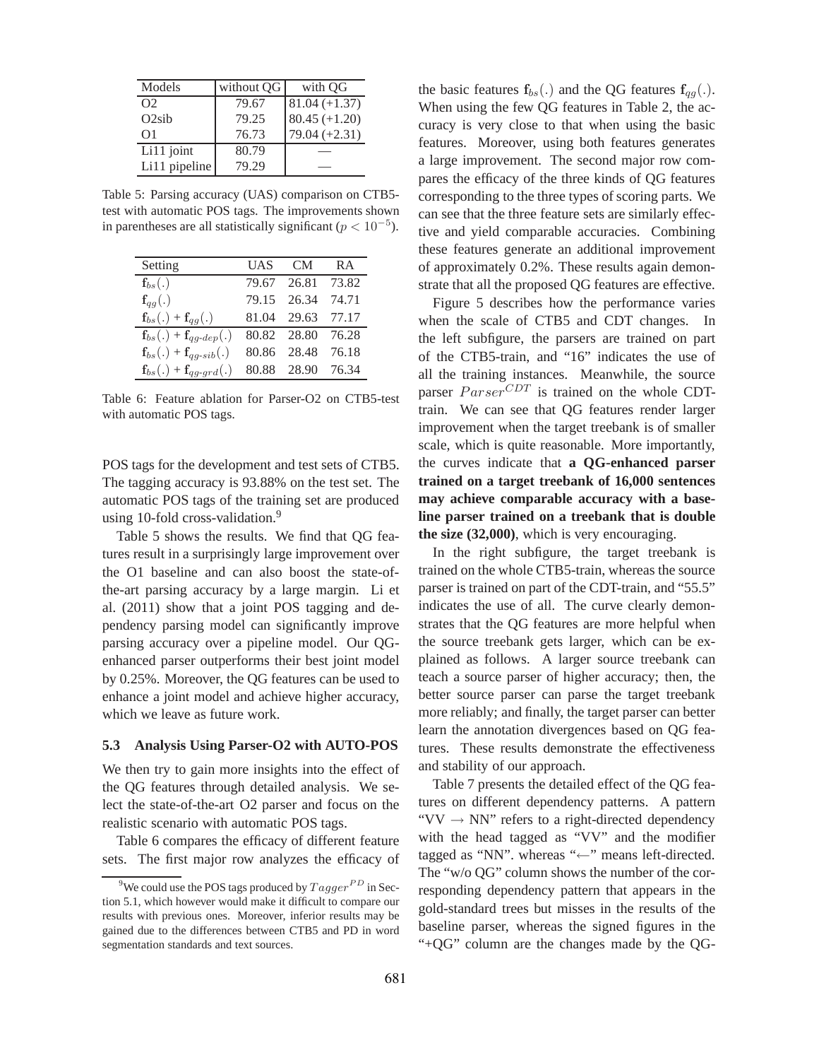| Models | without QG | with QG |
|---|---|---|
| O2 | 79.67 | 81.04 (+1.37) |
| O2sib | 79.25 | 80.45 (+1.20) |
| O1 | 76.73 | 79.04 (+2.31) |
| Li11 joint | 80.79 | — |
| Li11 pipeline | 79.29 | — |

Table 5: Parsing accuracy (UAS) comparison on CTB5-test with automatic POS tags. The improvements shown in parentheses are all statistically significant ($p < 10^{-5}$).

| Setting | UAS | CM | RA |
|---|---|---|---|
| $\mathbf{f}_{bs}(.)$ | 79.67 | 26.81 | 73.82 |
| $\mathbf{f}_{qg}(.)$ | 79.15 | 26.34 | 74.71 |
| $\mathbf{f}_{bs}(.) + \mathbf{f}_{qg}(.)$ | 81.04 | 29.63 | 77.17 |
| $\mathbf{f}_{bs}(.) + \mathbf{f}_{qg\text{-}dep}(.)$ | 80.82 | 28.80 | 76.28 |
| $\mathbf{f}_{bs}(.) + \mathbf{f}_{qg\text{-}sib}(.)$ | 80.86 | 28.48 | 76.18 |
| $\mathbf{f}_{bs}(.) + \mathbf{f}_{qg\text{-}grd}(.)$ | 80.88 | 28.90 | 76.34 |

Table 6: Feature ablation for Parser-O2 on CTB5-test with automatic POS tags.

POS tags for the development and test sets of CTB5. The tagging accuracy is 93.88% on the test set. The automatic POS tags of the training set are produced using 10-fold cross-validation.[9]

Table 5 shows the results. We find that QG features result in a surprisingly large improvement over the O1 baseline and can also boost the state-of-the-art parsing accuracy by a large margin. Li et al. (2011) show that a joint POS tagging and dependency parsing model can significantly improve parsing accuracy over a pipeline model. Our QG-enhanced parser outperforms their best joint model by 0.25%. Moreover, the QG features can be used to enhance a joint model and achieve higher accuracy, which we leave as future work.

### 5.3 Analysis Using Parser-O2 with AUTO-POS

We then try to gain more insights into the effect of the QG features through detailed analysis. We select the state-of-the-art O2 parser and focus on the realistic scenario with automatic POS tags.

Table 6 compares the efficacy of different feature sets. The first major row analyzes the efficacy of the basic features $\mathbf{f}_{bs}(.)$ and the QG features $\mathbf{f}_{qg}(.)$. When using the few QG features in Table 2, the accuracy is very close to that when using the basic features. Moreover, using both features generates a large improvement. The second major row compares the efficacy of the three kinds of QG features corresponding to the three types of scoring parts. We can see that the three feature sets are similarly effective and yield comparable accuracies. Combining these features generate an additional improvement of approximately 0.2%. These results again demonstrate that all the proposed QG features are effective.

Figure 5 describes how the performance varies when the scale of CTB5 and CDT changes. In the left subfigure, the parsers are trained on part of the CTB5-train, and "16" indicates the use of all the training instances. Meanwhile, the source parser $Parser^{CDT}$ is trained on the whole CDT-train. We can see that QG features render larger improvement when the target treebank is of smaller scale, which is quite reasonable. More importantly, the curves indicate that **a QG-enhanced parser trained on a target treebank of 16,000 sentences may achieve comparable accuracy with a baseline parser trained on a treebank that is double the size (32,000)**, which is very encouraging.

In the right subfigure, the target treebank is trained on the whole CTB5-train, whereas the source parser is trained on part of the CDT-train, and "55.5" indicates the use of all. The curve clearly demonstrates that the QG features are more helpful when the source treebank gets larger, which can be explained as follows. A larger source treebank can teach a source parser of higher accuracy; then, the better source parser can parse the target treebank more reliably; and finally, the target parser can better learn the annotation divergences based on QG features. These results demonstrate the effectiveness and stability of our approach.

Table 7 presents the detailed effect of the QG features on different dependency patterns. A pattern "VV $\rightarrow$ NN" refers to a right-directed dependency with the head tagged as "VV" and the modifier tagged as "NN". whereas "$\leftarrow$" means left-directed. The "w/o QG" column shows the number of the corresponding dependency pattern that appears in the gold-standard trees but misses in the results of the baseline parser, whereas the signed figures in the "+QG" column are the changes made by the QG-

[9] We could use the POS tags produced by $Tagger^{PD}$ in Section 5.1, which however would make it difficult to compare our results with previous ones. Moreover, inferior results may be gained due to the differences between CTB5 and PD in word segmentation standards and text sources.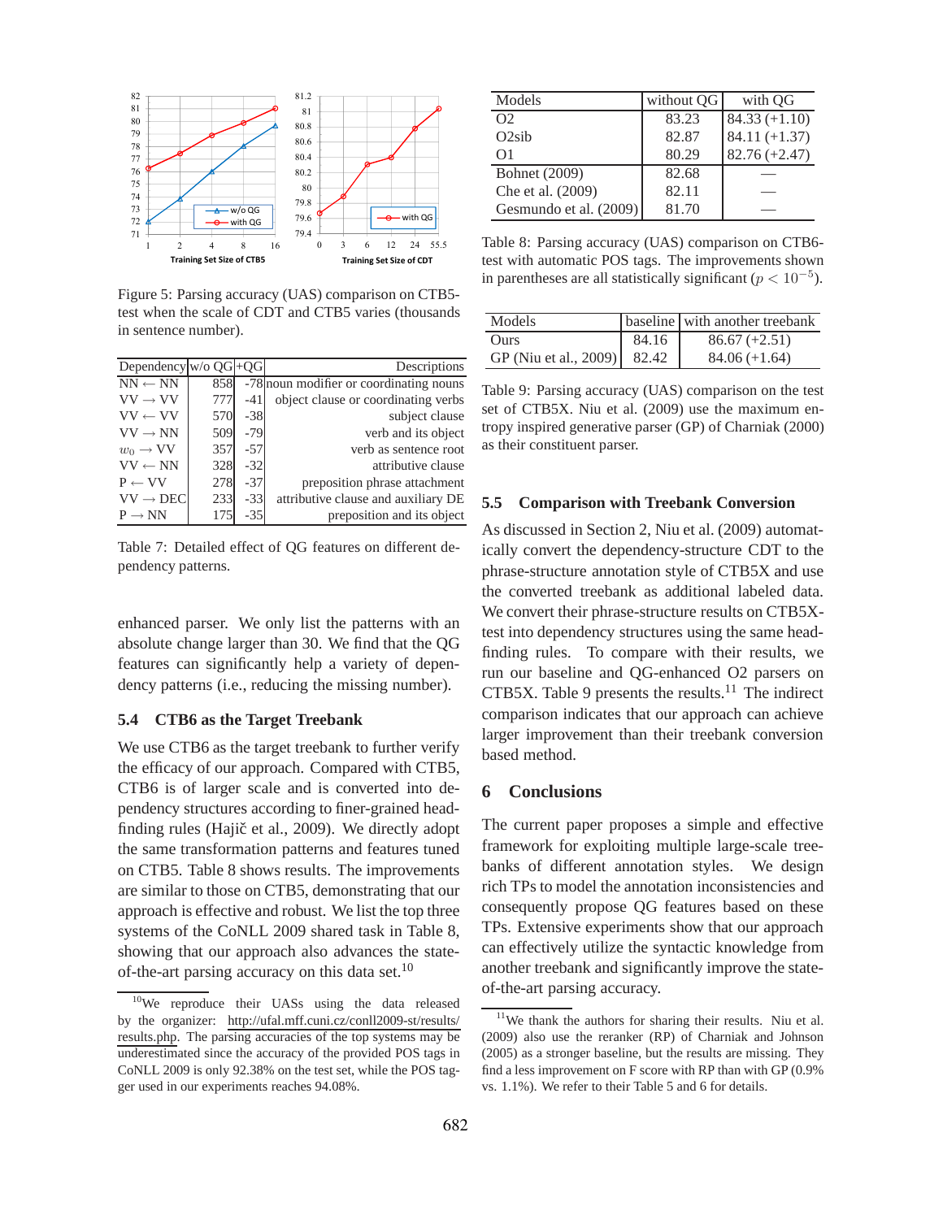Figure 5: Parsing accuracy (UAS) comparison on CTB5-test when the scale of CDT and CTB5 varies (thousands in sentence number).

| Dependency | w/o QG | +QG | Descriptions |
|---|---|---|---|
| NN ← NN | 858 | -78 | noun modifier or coordinating nouns |
| VV → VV | 777 | -41 | object clause or coordinating verbs |
| VV ← VV | 570 | -38 | subject clause |
| VV → NN | 509 | -79 | verb and its object |
| $w_0$ → VV | 357 | -57 | verb as sentence root |
| VV ← NN | 328 | -32 | attributive clause |
| P ← VV | 278 | -37 | preposition phrase attachment |
| VV → DEC | 233 | -33 | attributive clause and auxiliary DE |
| P → NN | 175 | -35 | preposition and its object |

Table 7: Detailed effect of QG features on different dependency patterns.

enhanced parser. We only list the patterns with an absolute change larger than 30. We find that the QG features can significantly help a variety of dependency patterns (i.e., reducing the missing number).

### 5.4 CTB6 as the Target Treebank

We use CTB6 as the target treebank to further verify the efficacy of our approach. Compared with CTB5, CTB6 is of larger scale and is converted into dependency structures according to finer-grained head-finding rules (Hajič et al., 2009). We directly adopt the same transformation patterns and features tuned on CTB5. Table 8 shows results. The improvements are similar to those on CTB5, demonstrating that our approach is effective and robust. We list the top three systems of the CoNLL 2009 shared task in Table 8, showing that our approach also advances the state-of-the-art parsing accuracy on this data set.[10]

[10]We reproduce their UASs using the data released by the organizer: http://ufal.mff.cuni.cz/conll2009-st/results/results.php. The parsing accuracies of the top systems may be underestimated since the accuracy of the provided POS tags in CoNLL 2009 is only 92.38% on the test set, while the POS tagger used in our experiments reaches 94.08%.

| Models | without QG | with QG |
|---|---|---|
| O2 | 83.23 | 84.33 (+1.10) |
| O2sib | 82.87 | 84.11 (+1.37) |
| O1 | 80.29 | 82.76 (+2.47) |
| Bohnet (2009) | 82.68 | — |
| Che et al. (2009) | 82.11 | — |
| Gesmundo et al. (2009) | 81.70 | — |

Table 8: Parsing accuracy (UAS) comparison on CTB6-test with automatic POS tags. The improvements shown in parentheses are all statistically significant ($p < 10^{-5}$).

| Models | baseline | with another treebank |
|---|---|---|
| Ours | 84.16 | 86.67 (+2.51) |
| GP (Niu et al., 2009) | 82.42 | 84.06 (+1.64) |

Table 9: Parsing accuracy (UAS) comparison on the test set of CTB5X. Niu et al. (2009) use the maximum entropy inspired generative parser (GP) of Charniak (2000) as their constituent parser.

### 5.5 Comparison with Treebank Conversion

As discussed in Section 2, Niu et al. (2009) automatically convert the dependency-structure CDT to the phrase-structure annotation style of CTB5X and use the converted treebank as additional labeled data. We convert their phrase-structure results on CTB5X-test into dependency structures using the same head-finding rules. To compare with their results, we run our baseline and QG-enhanced O2 parsers on CTB5X. Table 9 presents the results.[11] The indirect comparison indicates that our approach can achieve larger improvement than their treebank conversion based method.

## 6 Conclusions

The current paper proposes a simple and effective framework for exploiting multiple large-scale treebanks of different annotation styles. We design rich TPs to model the annotation inconsistencies and consequently propose QG features based on these TPs. Extensive experiments show that our approach can effectively utilize the syntactic knowledge from another treebank and significantly improve the state-of-the-art parsing accuracy.

[11]We thank the authors for sharing their results. Niu et al. (2009) also use the reranker (RP) of Charniak and Johnson (2005) as a stronger baseline, but the results are missing. They find a less improvement on F score with RP than with GP (0.9% vs. 1.1%). We refer to their Table 5 and 6 for details.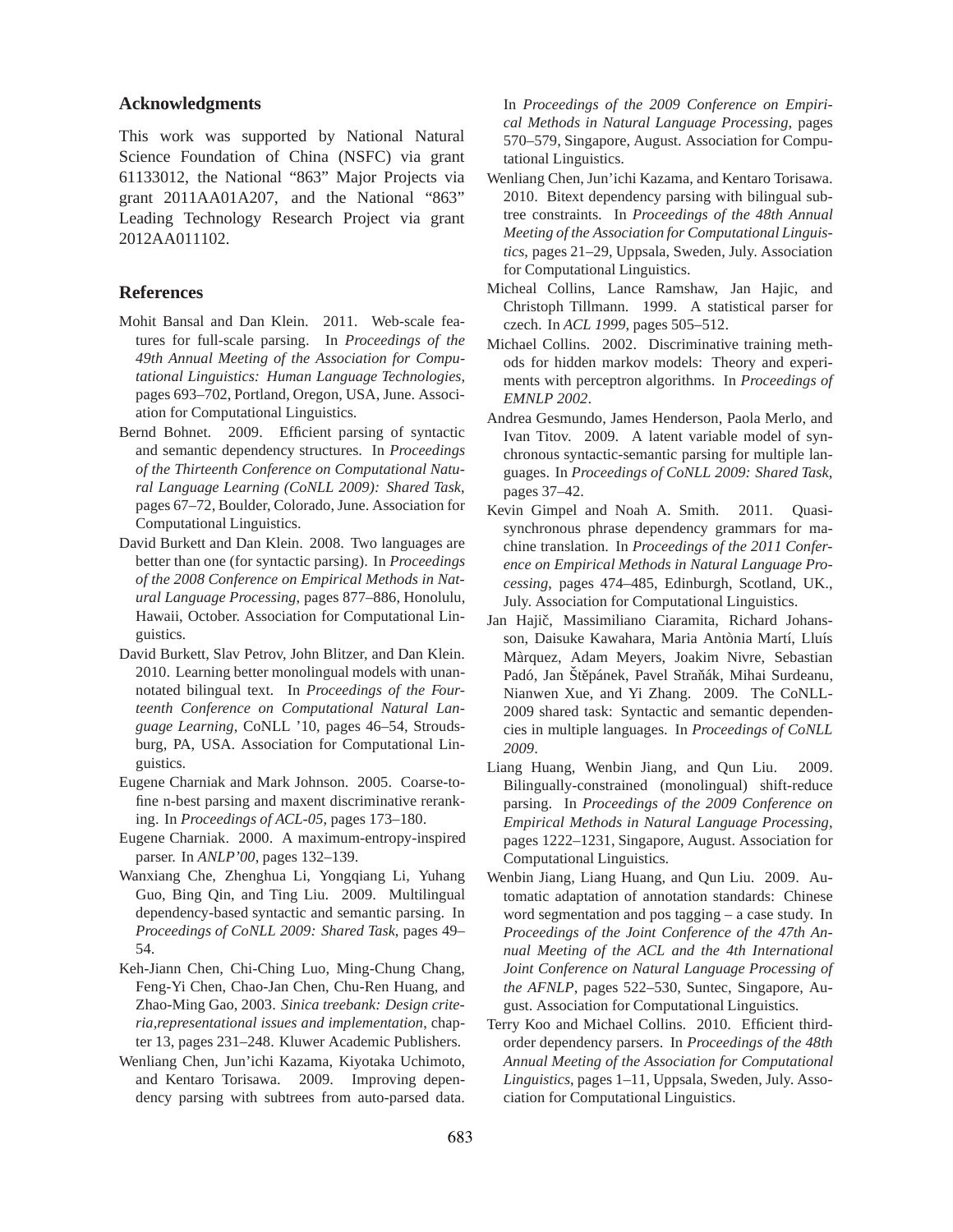## Acknowledgments

This work was supported by National Natural Science Foundation of China (NSFC) via grant 61133012, the National "863" Major Projects via grant 2011AA01A207, and the National "863" Leading Technology Research Project via grant 2012AA011102.

## References

Mohit Bansal and Dan Klein. 2011. Web-scale features for full-scale parsing. In *Proceedings of the 49th Annual Meeting of the Association for Computational Linguistics: Human Language Technologies*, pages 693–702, Portland, Oregon, USA, June. Association for Computational Linguistics.

Bernd Bohnet. 2009. Efficient parsing of syntactic and semantic dependency structures. In *Proceedings of the Thirteenth Conference on Computational Natural Language Learning (CoNLL 2009): Shared Task*, pages 67–72, Boulder, Colorado, June. Association for Computational Linguistics.

David Burkett and Dan Klein. 2008. Two languages are better than one (for syntactic parsing). In *Proceedings of the 2008 Conference on Empirical Methods in Natural Language Processing*, pages 877–886, Honolulu, Hawaii, October. Association for Computational Linguistics.

David Burkett, Slav Petrov, John Blitzer, and Dan Klein. 2010. Learning better monolingual models with unannotated bilingual text. In *Proceedings of the Fourteenth Conference on Computational Natural Language Learning*, CoNLL '10, pages 46–54, Stroudsburg, PA, USA. Association for Computational Linguistics.

Eugene Charniak and Mark Johnson. 2005. Coarse-to-fine n-best parsing and maxent discriminative reranking. In *Proceedings of ACL-05*, pages 173–180.

Eugene Charniak. 2000. A maximum-entropy-inspired parser. In *ANLP'00*, pages 132–139.

Wanxiang Che, Zhenghua Li, Yongqiang Li, Yuhang Guo, Bing Qin, and Ting Liu. 2009. Multilingual dependency-based syntactic and semantic parsing. In *Proceedings of CoNLL 2009: Shared Task*, pages 49–54.

Keh-Jiann Chen, Chi-Ching Luo, Ming-Chung Chang, Feng-Yi Chen, Chao-Jan Chen, Chu-Ren Huang, and Zhao-Ming Gao, 2003. *Sinica treebank: Design criteria,representational issues and implementation*, chapter 13, pages 231–248. Kluwer Academic Publishers.

Wenliang Chen, Jun'ichi Kazama, Kiyotaka Uchimoto, and Kentaro Torisawa. 2009. Improving dependency parsing with subtrees from auto-parsed data. In *Proceedings of the 2009 Conference on Empirical Methods in Natural Language Processing*, pages 570–579, Singapore, August. Association for Computational Linguistics.

Wenliang Chen, Jun'ichi Kazama, and Kentaro Torisawa. 2010. Bitext dependency parsing with bilingual subtree constraints. In *Proceedings of the 48th Annual Meeting of the Association for Computational Linguistics*, pages 21–29, Uppsala, Sweden, July. Association for Computational Linguistics.

Micheal Collins, Lance Ramshaw, Jan Hajic, and Christoph Tillmann. 1999. A statistical parser for czech. In *ACL 1999*, pages 505–512.

Michael Collins. 2002. Discriminative training methods for hidden markov models: Theory and experiments with perceptron algorithms. In *Proceedings of EMNLP 2002*.

Andrea Gesmundo, James Henderson, Paola Merlo, and Ivan Titov. 2009. A latent variable model of synchronous syntactic-semantic parsing for multiple languages. In *Proceedings of CoNLL 2009: Shared Task*, pages 37–42.

Kevin Gimpel and Noah A. Smith. 2011. Quasi-synchronous phrase dependency grammars for machine translation. In *Proceedings of the 2011 Conference on Empirical Methods in Natural Language Processing*, pages 474–485, Edinburgh, Scotland, UK., July. Association for Computational Linguistics.

Jan Hajič, Massimiliano Ciaramita, Richard Johansson, Daisuke Kawahara, Maria Antònia Martí, Lluís Màrquez, Adam Meyers, Joakim Nivre, Sebastian Padó, Jan Štěpánek, Pavel Straňák, Mihai Surdeanu, Nianwen Xue, and Yi Zhang. 2009. The CoNLL-2009 shared task: Syntactic and semantic dependencies in multiple languages. In *Proceedings of CoNLL 2009*.

Liang Huang, Wenbin Jiang, and Qun Liu. 2009. Bilingually-constrained (monolingual) shift-reduce parsing. In *Proceedings of the 2009 Conference on Empirical Methods in Natural Language Processing*, pages 1222–1231, Singapore, August. Association for Computational Linguistics.

Wenbin Jiang, Liang Huang, and Qun Liu. 2009. Automatic adaptation of annotation standards: Chinese word segmentation and pos tagging – a case study. In *Proceedings of the Joint Conference of the 47th Annual Meeting of the ACL and the 4th International Joint Conference on Natural Language Processing of the AFNLP*, pages 522–530, Suntec, Singapore, August. Association for Computational Linguistics.

Terry Koo and Michael Collins. 2010. Efficient third-order dependency parsers. In *Proceedings of the 48th Annual Meeting of the Association for Computational Linguistics*, pages 1–11, Uppsala, Sweden, July. Association for Computational Linguistics.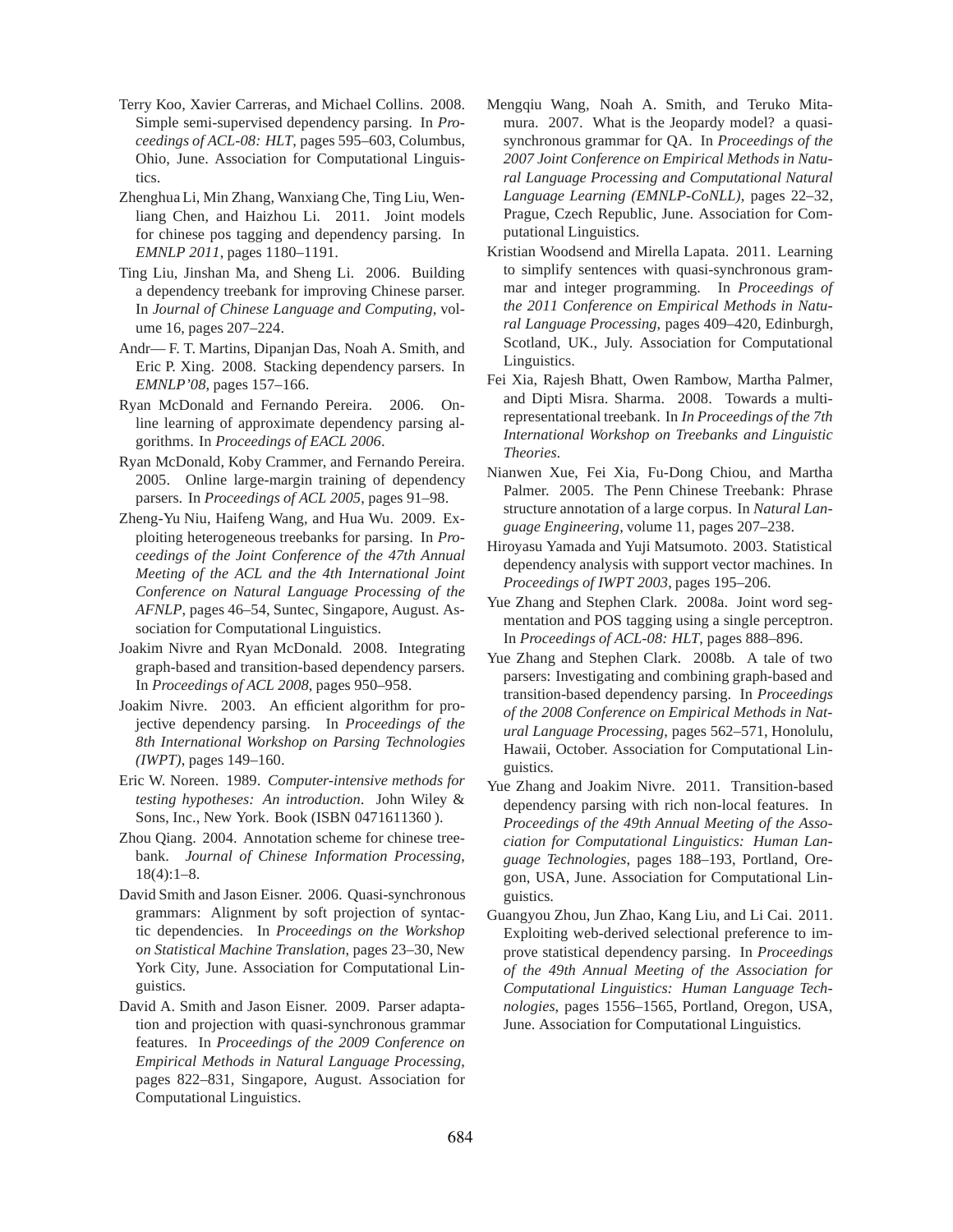Terry Koo, Xavier Carreras, and Michael Collins. 2008. Simple semi-supervised dependency parsing. In *Proceedings of ACL-08: HLT*, pages 595–603, Columbus, Ohio, June. Association for Computational Linguistics.

Zhenghua Li, Min Zhang, Wanxiang Che, Ting Liu, Wenliang Chen, and Haizhou Li. 2011. Joint models for chinese pos tagging and dependency parsing. In *EMNLP 2011*, pages 1180–1191.

Ting Liu, Jinshan Ma, and Sheng Li. 2006. Building a dependency treebank for improving Chinese parser. In *Journal of Chinese Language and Computing*, volume 16, pages 207–224.

Andr— F. T. Martins, Dipanjan Das, Noah A. Smith, and Eric P. Xing. 2008. Stacking dependency parsers. In *EMNLP'08*, pages 157–166.

Ryan McDonald and Fernando Pereira. 2006. Online learning of approximate dependency parsing algorithms. In *Proceedings of EACL 2006*.

Ryan McDonald, Koby Crammer, and Fernando Pereira. 2005. Online large-margin training of dependency parsers. In *Proceedings of ACL 2005*, pages 91–98.

Zheng-Yu Niu, Haifeng Wang, and Hua Wu. 2009. Exploiting heterogeneous treebanks for parsing. In *Proceedings of the Joint Conference of the 47th Annual Meeting of the ACL and the 4th International Joint Conference on Natural Language Processing of the AFNLP*, pages 46–54, Suntec, Singapore, August. Association for Computational Linguistics.

Joakim Nivre and Ryan McDonald. 2008. Integrating graph-based and transition-based dependency parsers. In *Proceedings of ACL 2008*, pages 950–958.

Joakim Nivre. 2003. An efficient algorithm for projective dependency parsing. In *Proceedings of the 8th International Workshop on Parsing Technologies (IWPT)*, pages 149–160.

Eric W. Noreen. 1989. *Computer-intensive methods for testing hypotheses: An introduction*. John Wiley & Sons, Inc., New York. Book (ISBN 0471611360 ).

Zhou Qiang. 2004. Annotation scheme for chinese treebank. *Journal of Chinese Information Processing*, 18(4):1–8.

David Smith and Jason Eisner. 2006. Quasi-synchronous grammars: Alignment by soft projection of syntactic dependencies. In *Proceedings on the Workshop on Statistical Machine Translation*, pages 23–30, New York City, June. Association for Computational Linguistics.

David A. Smith and Jason Eisner. 2009. Parser adaptation and projection with quasi-synchronous grammar features. In *Proceedings of the 2009 Conference on Empirical Methods in Natural Language Processing*, pages 822–831, Singapore, August. Association for Computational Linguistics.

Mengqiu Wang, Noah A. Smith, and Teruko Mitamura. 2007. What is the Jeopardy model? a quasi-synchronous grammar for QA. In *Proceedings of the 2007 Joint Conference on Empirical Methods in Natural Language Processing and Computational Natural Language Learning (EMNLP-CoNLL)*, pages 22–32, Prague, Czech Republic, June. Association for Computational Linguistics.

Kristian Woodsend and Mirella Lapata. 2011. Learning to simplify sentences with quasi-synchronous grammar and integer programming. In *Proceedings of the 2011 Conference on Empirical Methods in Natural Language Processing*, pages 409–420, Edinburgh, Scotland, UK., July. Association for Computational Linguistics.

Fei Xia, Rajesh Bhatt, Owen Rambow, Martha Palmer, and Dipti Misra. Sharma. 2008. Towards a multi-representational treebank. In *In Proceedings of the 7th International Workshop on Treebanks and Linguistic Theories*.

Nianwen Xue, Fei Xia, Fu-Dong Chiou, and Martha Palmer. 2005. The Penn Chinese Treebank: Phrase structure annotation of a large corpus. In *Natural Language Engineering*, volume 11, pages 207–238.

Hiroyasu Yamada and Yuji Matsumoto. 2003. Statistical dependency analysis with support vector machines. In *Proceedings of IWPT 2003*, pages 195–206.

Yue Zhang and Stephen Clark. 2008a. Joint word segmentation and POS tagging using a single perceptron. In *Proceedings of ACL-08: HLT*, pages 888–896.

Yue Zhang and Stephen Clark. 2008b. A tale of two parsers: Investigating and combining graph-based and transition-based dependency parsing. In *Proceedings of the 2008 Conference on Empirical Methods in Natural Language Processing*, pages 562–571, Honolulu, Hawaii, October. Association for Computational Linguistics.

Yue Zhang and Joakim Nivre. 2011. Transition-based dependency parsing with rich non-local features. In *Proceedings of the 49th Annual Meeting of the Association for Computational Linguistics: Human Language Technologies*, pages 188–193, Portland, Oregon, USA, June. Association for Computational Linguistics.

Guangyou Zhou, Jun Zhao, Kang Liu, and Li Cai. 2011. Exploiting web-derived selectional preference to improve statistical dependency parsing. In *Proceedings of the 49th Annual Meeting of the Association for Computational Linguistics: Human Language Technologies*, pages 1556–1565, Portland, Oregon, USA, June. Association for Computational Linguistics.